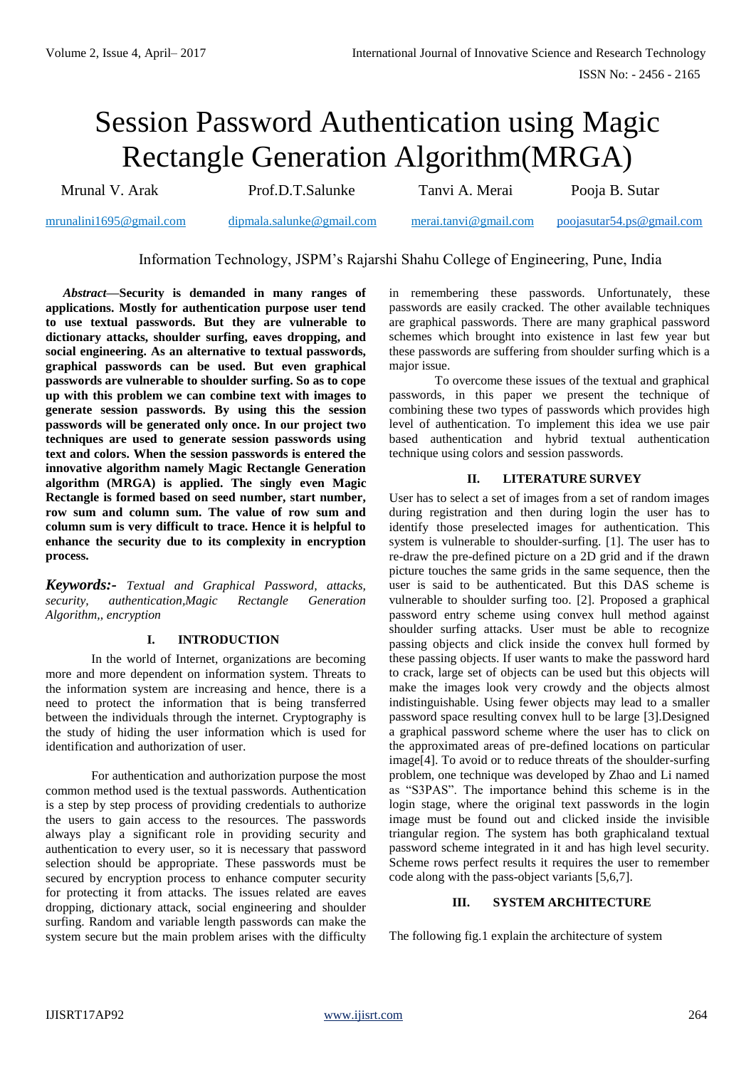# Session Password Authentication using Magic Rectangle Generation Algorithm(MRGA)

Mrunal V. Arak — mrunalini1695@gmail.com

Prof.D.T.Salunke — dipmala.salunke@gmail.com

Tanvi A. Merai — merai.tanvi@gmail.com

Pooja B. Sutar — poojasutar54.ps@gmail.com

Information Technology, JSPM's Rajarshi Shahu College of Engineering, Pune, India

***Abstract*—Security is demanded in many ranges of applications. Mostly for authentication purpose user tend to use textual passwords. But they are vulnerable to dictionary attacks, shoulder surfing, eaves dropping, and social engineering. As an alternative to textual passwords, graphical passwords can be used. But even graphical passwords are vulnerable to shoulder surfing. So as to cope up with this problem we can combine text with images to generate session passwords. By using this the session passwords will be generated only once. In our project two techniques are used to generate session passwords using text and colors. When the session passwords is entered the innovative algorithm namely Magic Rectangle Generation algorithm (MRGA) is applied. The singly even Magic Rectangle is formed based on seed number, start number, row sum and column sum. The value of row sum and column sum is very difficult to trace. Hence it is helpful to enhance the security due to its complexity in encryption process.**

***Keywords:-*** *Textual and Graphical Password, attacks, security, authentication,Magic Rectangle Generation Algorithm,, encryption*

## I. INTRODUCTION

In the world of Internet, organizations are becoming more and more dependent on information system. Threats to the information system are increasing and hence, there is a need to protect the information that is being transferred between the individuals through the internet. Cryptography is the study of hiding the user information which is used for identification and authorization of user.

For authentication and authorization purpose the most common method used is the textual passwords. Authentication is a step by step process of providing credentials to authorize the users to gain access to the resources. The passwords always play a significant role in providing security and authentication to every user, so it is necessary that password selection should be appropriate. These passwords must be secured by encryption process to enhance computer security for protecting it from attacks. The issues related are eaves dropping, dictionary attack, social engineering and shoulder surfing. Random and variable length passwords can make the system secure but the main problem arises with the difficulty in remembering these passwords. Unfortunately, these passwords are easily cracked. The other available techniques are graphical passwords. There are many graphical password schemes which brought into existence in last few year but these passwords are suffering from shoulder surfing which is a major issue.

To overcome these issues of the textual and graphical passwords, in this paper we present the technique of combining these two types of passwords which provides high level of authentication. To implement this idea we use pair based authentication and hybrid textual authentication technique using colors and session passwords.

## II. LITERATURE SURVEY

User has to select a set of images from a set of random images during registration and then during login the user has to identify those preselected images for authentication. This system is vulnerable to shoulder-surfing. [1]. The user has to re-draw the pre-defined picture on a 2D grid and if the drawn picture touches the same grids in the same sequence, then the user is said to be authenticated. But this DAS scheme is vulnerable to shoulder surfing too. [2]. Proposed a graphical password entry scheme using convex hull method against shoulder surfing attacks. User must be able to recognize passing objects and click inside the convex hull formed by these passing objects. If user wants to make the password hard to crack, large set of objects can be used but this objects will make the images look very crowdy and the objects almost indistinguishable. Using fewer objects may lead to a smaller password space resulting convex hull to be large [3].Designed a graphical password scheme where the user has to click on the approximated areas of pre-defined locations on particular image[4]. To avoid or to reduce threats of the shoulder-surfing problem, one technique was developed by Zhao and Li named as "S3PAS". The importance behind this scheme is in the login stage, where the original text passwords in the login image must be found out and clicked inside the invisible triangular region. The system has both graphicaland textual password scheme integrated in it and has high level security. Scheme rows perfect results it requires the user to remember code along with the pass-object variants [5,6,7].

## III. SYSTEM ARCHITECTURE

The following fig.1 explain the architecture of system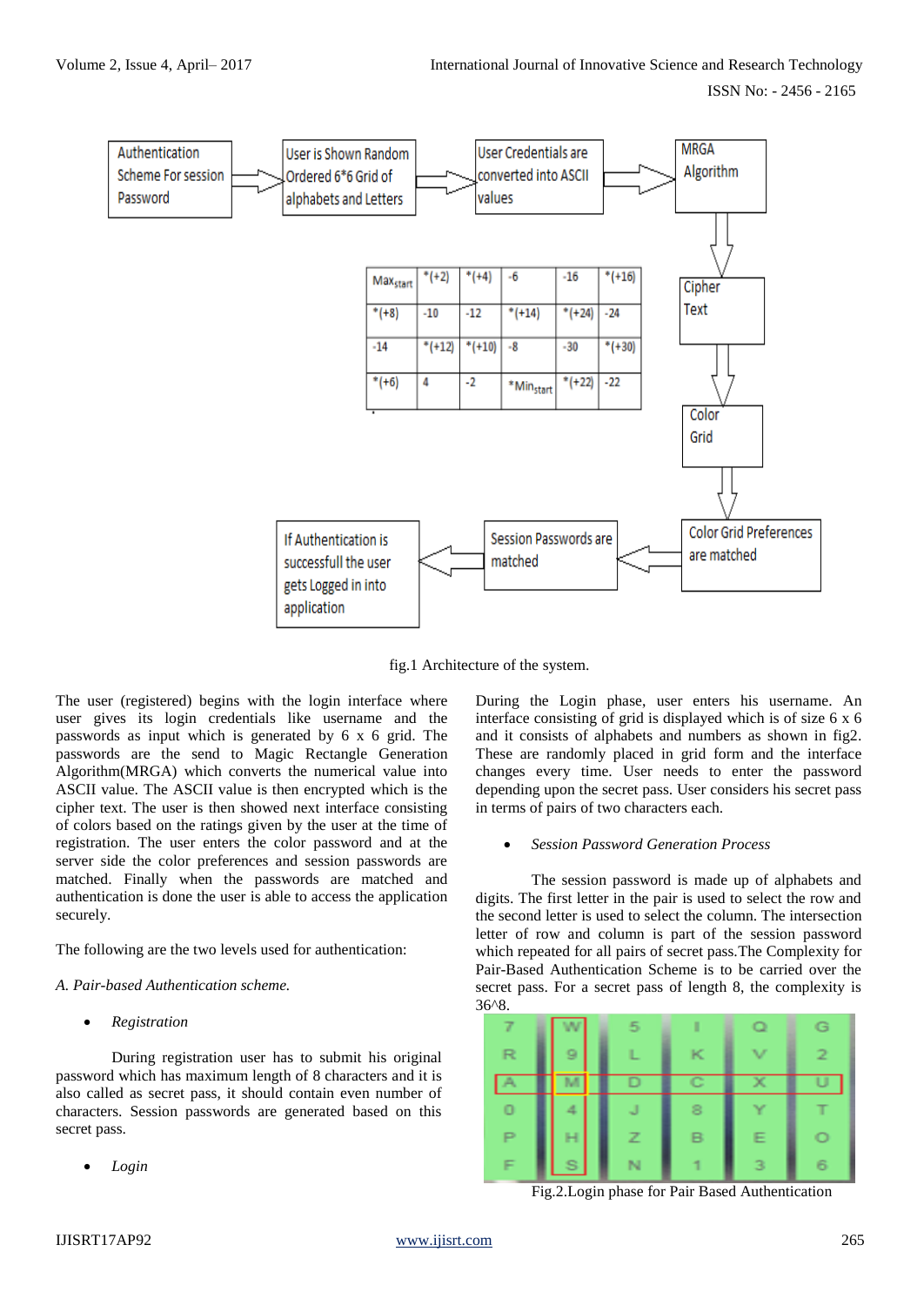| Max$_{start}$ | *(+2) | *(+4) | -6 | -16 | *(+16) |
|---|---|---|---|---|---|
| *(+8) | -10 | -12 | *(+14) | *(+24) | -24 |
| -14 | *(+12) | *(+10) | -8 | -30 | *(+30) |
| *(+6) | 4 | -2 | *Min$_{start}$ | *(+22) | -22 |

fig.1 Architecture of the system.

The user (registered) begins with the login interface where user gives its login credentials like username and the passwords as input which is generated by 6 x 6 grid. The passwords are the send to Magic Rectangle Generation Algorithm(MRGA) which converts the numerical value into ASCII value. The ASCII value is then encrypted which is the cipher text. The user is then showed next interface consisting of colors based on the ratings given by the user at the time of registration. The user enters the color password and at the server side the color preferences and session passwords are matched. Finally when the passwords are matched and authentication is done the user is able to access the application securely.

The following are the two levels used for authentication:

*A. Pair-based Authentication scheme.*

- *Registration*

During registration user has to submit his original password which has maximum length of 8 characters and it is also called as secret pass, it should contain even number of characters. Session passwords are generated based on this secret pass.

- *Login*

During the Login phase, user enters his username. An interface consisting of grid is displayed which is of size 6 x 6 and it consists of alphabets and numbers as shown in fig2. These are randomly placed in grid form and the interface changes every time. User needs to enter the password depending upon the secret pass. User considers his secret pass in terms of pairs of two characters each.

- *Session Password Generation Process*

The session password is made up of alphabets and digits. The first letter in the pair is used to select the row and the second letter is used to select the column. The intersection letter of row and column is part of the session password which repeated for all pairs of secret pass.The Complexity for Pair-Based Authentication Scheme is to be carried over the secret pass. For a secret pass of length 8, the complexity is 36^8.

| 7 | W | 5 | I | Q | G |
|---|---|---|---|---|---|
| R | 9 | L | K | V | 2 |
| A | M | D | C | X | U |
| 0 | 4 | J | 8 | Y | T |
| P | H | Z | B | E | O |
| F | S | N | 1 | 3 | 6 |

Fig.2.Login phase for Pair Based Authentication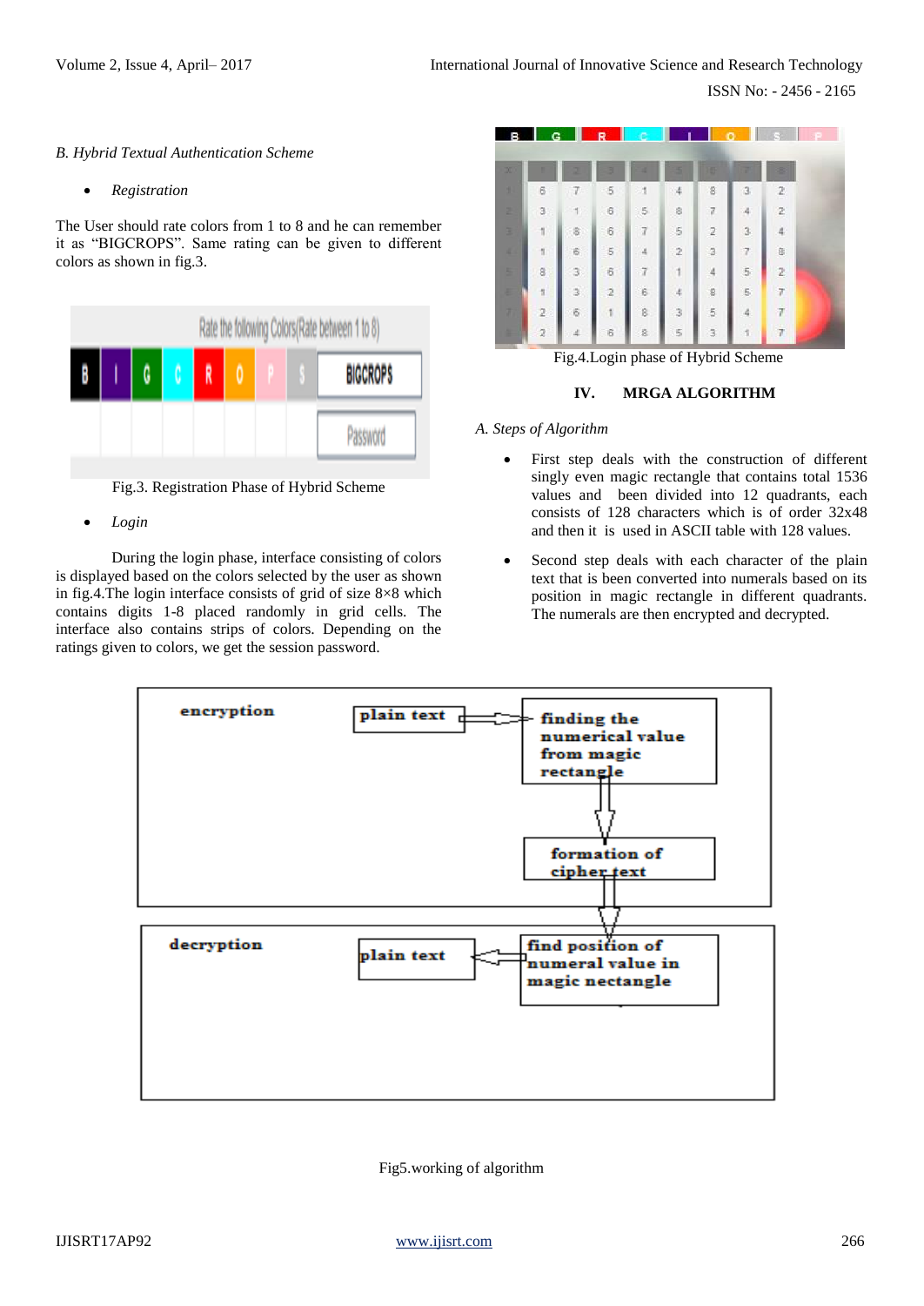*B. Hybrid Textual Authentication Scheme*

- *Registration*

The User should rate colors from 1 to 8 and he can remember it as "BIGCROPS". Same rating can be given to different colors as shown in fig.3.

Fig.3. Registration Phase of Hybrid Scheme

- *Login*

During the login phase, interface consisting of colors is displayed based on the colors selected by the user as shown in fig.4.The login interface consists of grid of size 8×8 which contains digits 1-8 placed randomly in grid cells. The interface also contains strips of colors. Depending on the ratings given to colors, we get the session password.

Fig.4.Login phase of Hybrid Scheme

## IV. MRGA ALGORITHM

*A. Steps of Algorithm*

- First step deals with the construction of different singly even magic rectangle that contains total 1536 values and been divided into 12 quadrants, each consists of 128 characters which is of order 32x48 and then it is used in ASCII table with 128 values.
- Second step deals with each character of the plain text that is been converted into numerals based on its position in magic rectangle in different quadrants. The numerals are then encrypted and decrypted.

Fig5.working of algorithm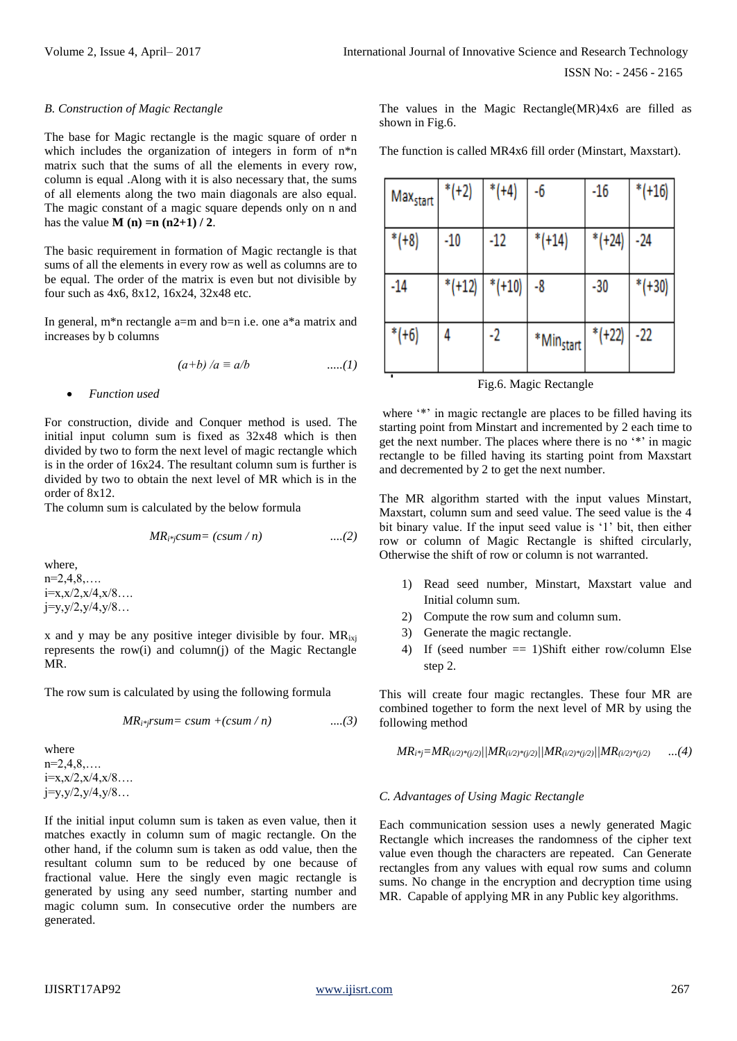*B. Construction of Magic Rectangle*

The base for Magic rectangle is the magic square of order n which includes the organization of integers in form of n*n matrix such that the sums of all the elements in every row, column is equal .Along with it is also necessary that, the sums of all elements along the two main diagonals are also equal. The magic constant of a magic square depends only on n and has the value **M (n) =n (n2+1) / 2**.

The basic requirement in formation of Magic rectangle is that sums of all the elements in every row as well as columns are to be equal. The order of the matrix is even but not divisible by four such as 4x6, 8x12, 16x24, 32x48 etc.

In general, m*n rectangle a=m and b=n i.e. one a*a matrix and increases by b columns

$$(a+b) / a \equiv a/b \qquad .....(1)$$

- *Function used*

For construction, divide and Conquer method is used. The initial input column sum is fixed as 32x48 which is then divided by two to form the next level of magic rectangle which is in the order of 16x24. The resultant column sum is further is divided by two to obtain the next level of MR which is in the order of 8x12.

The column sum is calculated by the below formula

$$MR_{i*j}csum = (csum / n) \qquad ....(2)$$

where,
n=2,4,8,….
i=x,x/2,x/4,x/8….
j=y,y/2,y/4,y/8…

x and y may be any positive integer divisible by four. $MR_{ixj}$ represents the row(i) and column(j) of the Magic Rectangle MR.

The row sum is calculated by using the following formula

$$MR_{i*j}rsum = csum + (csum / n) \qquad ....(3)$$

where
n=2,4,8,….
i=x,x/2,x/4,x/8….
j=y,y/2,y/4,y/8…

If the initial input column sum is taken as even value, then it matches exactly in column sum of magic rectangle. On the other hand, if the column sum is taken as odd value, then the resultant column sum to be reduced by one because of fractional value. Here the singly even magic rectangle is generated by using any seed number, starting number and magic column sum. In consecutive order the numbers are generated.

The values in the Magic Rectangle(MR)4x6 are filled as shown in Fig.6.

The function is called MR4x6 fill order (Minstart, Maxstart).

| $Max_{start}$ | *(+2) | *(+4) | -6 | -16 | *(+16) |
|---|---|---|---|---|---|
| *(+8) | -10 | -12 | *(+14) | *(+24) | -24 |
| -14 | *(+12) | *(+10) | -8 | -30 | *(+30) |
| *(+6) | 4 | -2 | *$Min_{start}$ | *(+22) | -22 |

Fig.6. Magic Rectangle

where '*' in magic rectangle are places to be filled having its starting point from Minstart and incremented by 2 each time to get the next number. The places where there is no '*' in magic rectangle to be filled having its starting point from Maxstart and decremented by 2 to get the next number.

The MR algorithm started with the input values Minstart, Maxstart, column sum and seed value. The seed value is the 4 bit binary value. If the input seed value is '1' bit, then either row or column of Magic Rectangle is shifted circularly, Otherwise the shift of row or column is not warranted.

1) Read seed number, Minstart, Maxstart value and Initial column sum.
2) Compute the row sum and column sum.
3) Generate the magic rectangle.
4) If (seed number == 1)Shift either row/column Else step 2.

This will create four magic rectangles. These four MR are combined together to form the next level of MR by using the following method

$$MR_{i*j} = MR_{(i/2)*(j/2)} || MR_{(i/2)*(j/2)} || MR_{(i/2)*(j/2)} || MR_{(i/2)*(j/2)} \qquad ...(4)$$

*C. Advantages of Using Magic Rectangle*

Each communication session uses a newly generated Magic Rectangle which increases the randomness of the cipher text value even though the characters are repeated. Can Generate rectangles from any values with equal row sums and column sums. No change in the encryption and decryption time using MR. Capable of applying MR in any Public key algorithms.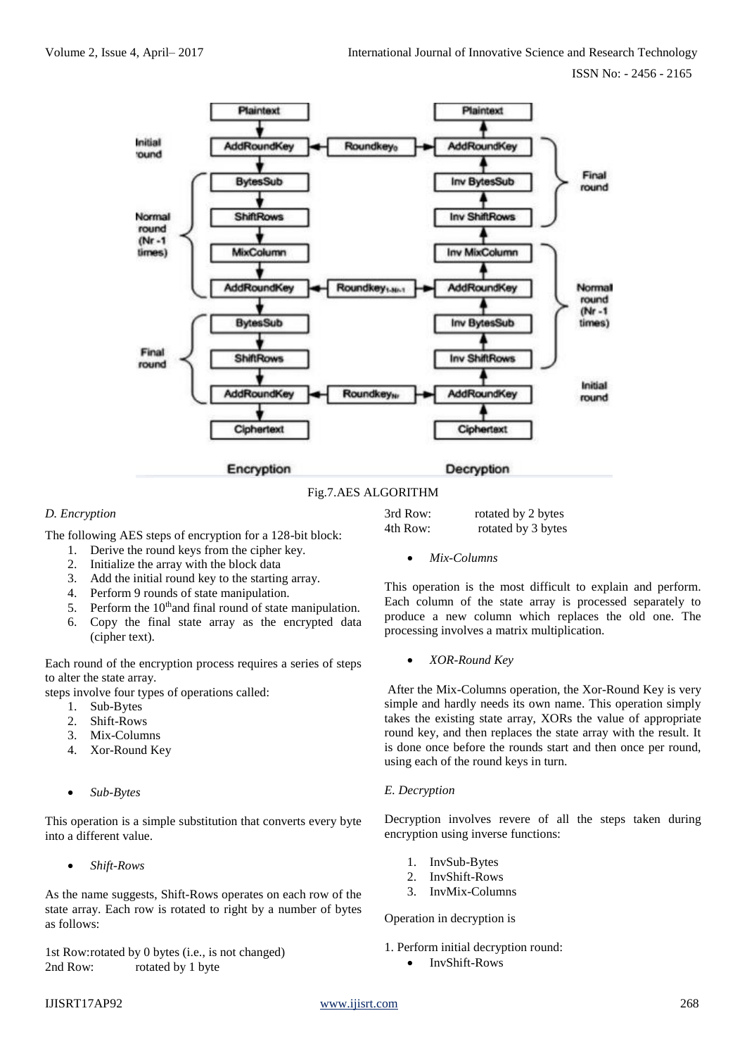Fig.7.AES ALGORITHM

*D. Encryption*

The following AES steps of encryption for a 128-bit block:

1. Derive the round keys from the cipher key.
2. Initialize the array with the block data
3. Add the initial round key to the starting array.
4. Perform 9 rounds of state manipulation.
5. Perform the 10th and final round of state manipulation.
6. Copy the final state array as the encrypted data (cipher text).

Each round of the encryption process requires a series of steps to alter the state array.

steps involve four types of operations called:

1. Sub-Bytes
2. Shift-Rows
3. Mix-Columns
4. Xor-Round Key

- *Sub-Bytes*

This operation is a simple substitution that converts every byte into a different value.

- *Shift-Rows*

As the name suggests, Shift-Rows operates on each row of the state array. Each row is rotated to right by a number of bytes as follows:

1st Row:rotated by 0 bytes (i.e., is not changed)
2nd Row: rotated by 1 byte
3rd Row: rotated by 2 bytes
4th Row: rotated by 3 bytes

- *Mix-Columns*

This operation is the most difficult to explain and perform. Each column of the state array is processed separately to produce a new column which replaces the old one. The processing involves a matrix multiplication.

- *XOR-Round Key*

After the Mix-Columns operation, the Xor-Round Key is very simple and hardly needs its own name. This operation simply takes the existing state array, XORs the value of appropriate round key, and then replaces the state array with the result. It is done once before the rounds start and then once per round, using each of the round keys in turn.

*E. Decryption*

Decryption involves revere of all the steps taken during encryption using inverse functions:

1. InvSub-Bytes
2. InvShift-Rows
3. InvMix-Columns

Operation in decryption is

1. Perform initial decryption round:
   - InvShift-Rows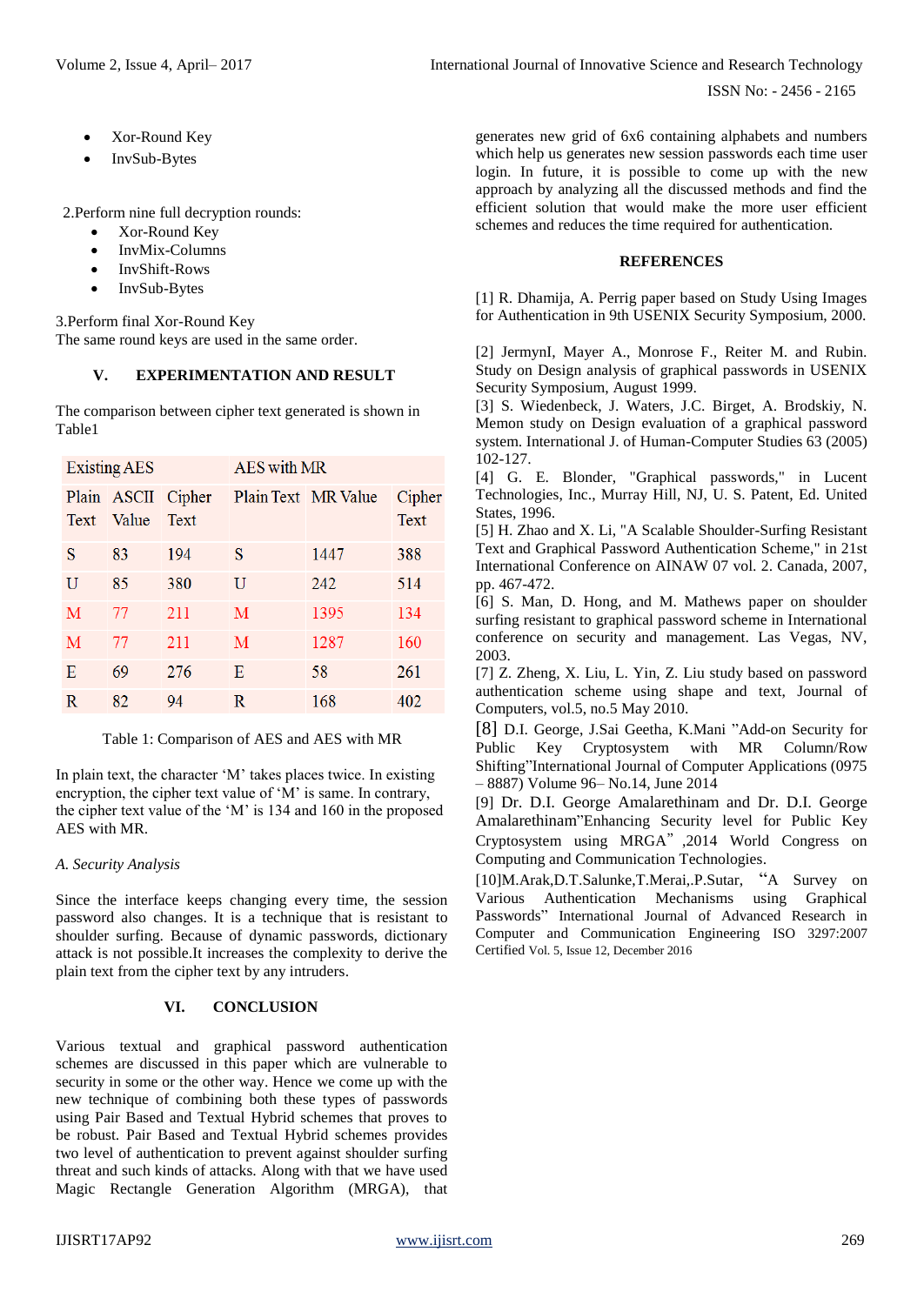- Xor-Round Key
- InvSub-Bytes

2.Perform nine full decryption rounds:

- Xor-Round Key
- InvMix-Columns
- InvShift-Rows
- InvSub-Bytes

3.Perform final Xor-Round Key
The same round keys are used in the same order.

## V. EXPERIMENTATION AND RESULT

The comparison between cipher text generated is shown in Table1

| Existing AES | | | AES with MR | | |
|---|---|---|---|---|---|
| Plain Text | ASCII Value | Cipher Text | Plain Text | MR Value | Cipher Text |
| S | 83 | 194 | S | 1447 | 388 |
| U | 85 | 380 | U | 242 | 514 |
| M | 77 | 211 | M | 1395 | 134 |
| M | 77 | 211 | M | 1287 | 160 |
| E | 69 | 276 | E | 58 | 261 |
| R | 82 | 94 | R | 168 | 402 |

Table 1: Comparison of AES and AES with MR

In plain text, the character 'M' takes places twice. In existing encryption, the cipher text value of 'M' is same. In contrary, the cipher text value of the 'M' is 134 and 160 in the proposed AES with MR.

### *A. Security Analysis*

Since the interface keeps changing every time, the session password also changes. It is a technique that is resistant to shoulder surfing. Because of dynamic passwords, dictionary attack is not possible.It increases the complexity to derive the plain text from the cipher text by any intruders.

## VI. CONCLUSION

Various textual and graphical password authentication schemes are discussed in this paper which are vulnerable to security in some or the other way. Hence we come up with the new technique of combining both these types of passwords using Pair Based and Textual Hybrid schemes that proves to be robust. Pair Based and Textual Hybrid schemes provides two level of authentication to prevent against shoulder surfing threat and such kinds of attacks. Along with that we have used Magic Rectangle Generation Algorithm (MRGA), that generates new grid of 6x6 containing alphabets and numbers which help us generates new session passwords each time user login. In future, it is possible to come up with the new approach by analyzing all the discussed methods and find the efficient solution that would make the more user efficient schemes and reduces the time required for authentication.

## REFERENCES

[1] R. Dhamija, A. Perrig paper based on Study Using Images for Authentication in 9th USENIX Security Symposium, 2000.

[2] JermynI, Mayer A., Monrose F., Reiter M. and Rubin. Study on Design analysis of graphical passwords in USENIX Security Symposium, August 1999.

[3] S. Wiedenbeck, J. Waters, J.C. Birget, A. Brodskiy, N. Memon study on Design evaluation of a graphical password system. International J. of Human-Computer Studies 63 (2005) 102-127.

[4] G. E. Blonder, "Graphical passwords," in Lucent Technologies, Inc., Murray Hill, NJ, U. S. Patent, Ed. United States, 1996.

[5] H. Zhao and X. Li, "A Scalable Shoulder-Surfing Resistant Text and Graphical Password Authentication Scheme," in 21st International Conference on AINAW 07 vol. 2. Canada, 2007, pp. 467-472.

[6] S. Man, D. Hong, and M. Mathews paper on shoulder surfing resistant to graphical password scheme in International conference on security and management. Las Vegas, NV, 2003.

[7] Z. Zheng, X. Liu, L. Yin, Z. Liu study based on password authentication scheme using shape and text, Journal of Computers, vol.5, no.5 May 2010.

[8] D.I. George, J.Sai Geetha, K.Mani "Add-on Security for Public Key Cryptosystem with MR Column/Row Shifting"International Journal of Computer Applications (0975 – 8887) Volume 96– No.14, June 2014

[9] Dr. D.I. George Amalarethinam and Dr. D.I. George Amalarethinam"Enhancing Security level for Public Key Cryptosystem using MRGA" ,2014 World Congress on Computing and Communication Technologies.

[10]M.Arak,D.T.Salunke,T.Merai,.P.Sutar, "A Survey on Various Authentication Mechanisms using Graphical Passwords" International Journal of Advanced Research in Computer and Communication Engineering ISO 3297:2007 Certified Vol. 5, Issue 12, December 2016